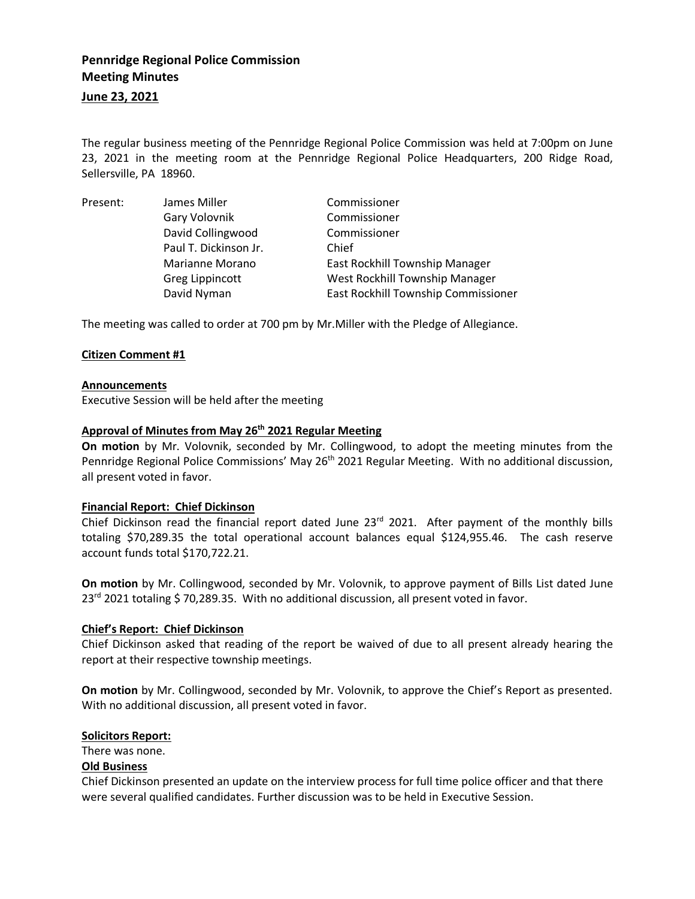**Pennridge Regional Police Commission**
**Meeting Minutes**
**June 23, 2021**

The regular business meeting of the Pennridge Regional Police Commission was held at 7:00pm on June 23, 2021 in the meeting room at the Pennridge Regional Police Headquarters, 200 Ridge Road, Sellersville, PA 18960.

| Present: | James Miller | Commissioner |
|---|---|---|
| | Gary Volovnik | Commissioner |
| | David Collingwood | Commissioner |
| | Paul T. Dickinson Jr. | Chief |
| | Marianne Morano | East Rockhill Township Manager |
| | Greg Lippincott | West Rockhill Township Manager |
| | David Nyman | East Rockhill Township Commissioner |

The meeting was called to order at 700 pm by Mr.Miller with the Pledge of Allegiance.

**Citizen Comment #1**

**Announcements**
Executive Session will be held after the meeting

**Approval of Minutes from May 26th 2021 Regular Meeting**
**On motion** by Mr. Volovnik, seconded by Mr. Collingwood, to adopt the meeting minutes from the Pennridge Regional Police Commissions' May 26th 2021 Regular Meeting. With no additional discussion, all present voted in favor.

**Financial Report: Chief Dickinson**
Chief Dickinson read the financial report dated June 23rd 2021. After payment of the monthly bills totaling $70,289.35 the total operational account balances equal $124,955.46. The cash reserve account funds total $170,722.21.

**On motion** by Mr. Collingwood, seconded by Mr. Volovnik, to approve payment of Bills List dated June 23rd 2021 totaling $ 70,289.35. With no additional discussion, all present voted in favor.

**Chief's Report: Chief Dickinson**
Chief Dickinson asked that reading of the report be waived of due to all present already hearing the report at their respective township meetings.

**On motion** by Mr. Collingwood, seconded by Mr. Volovnik, to approve the Chief's Report as presented. With no additional discussion, all present voted in favor.

**Solicitors Report:**
There was none.

**Old Business**
Chief Dickinson presented an update on the interview process for full time police officer and that there were several qualified candidates. Further discussion was to be held in Executive Session.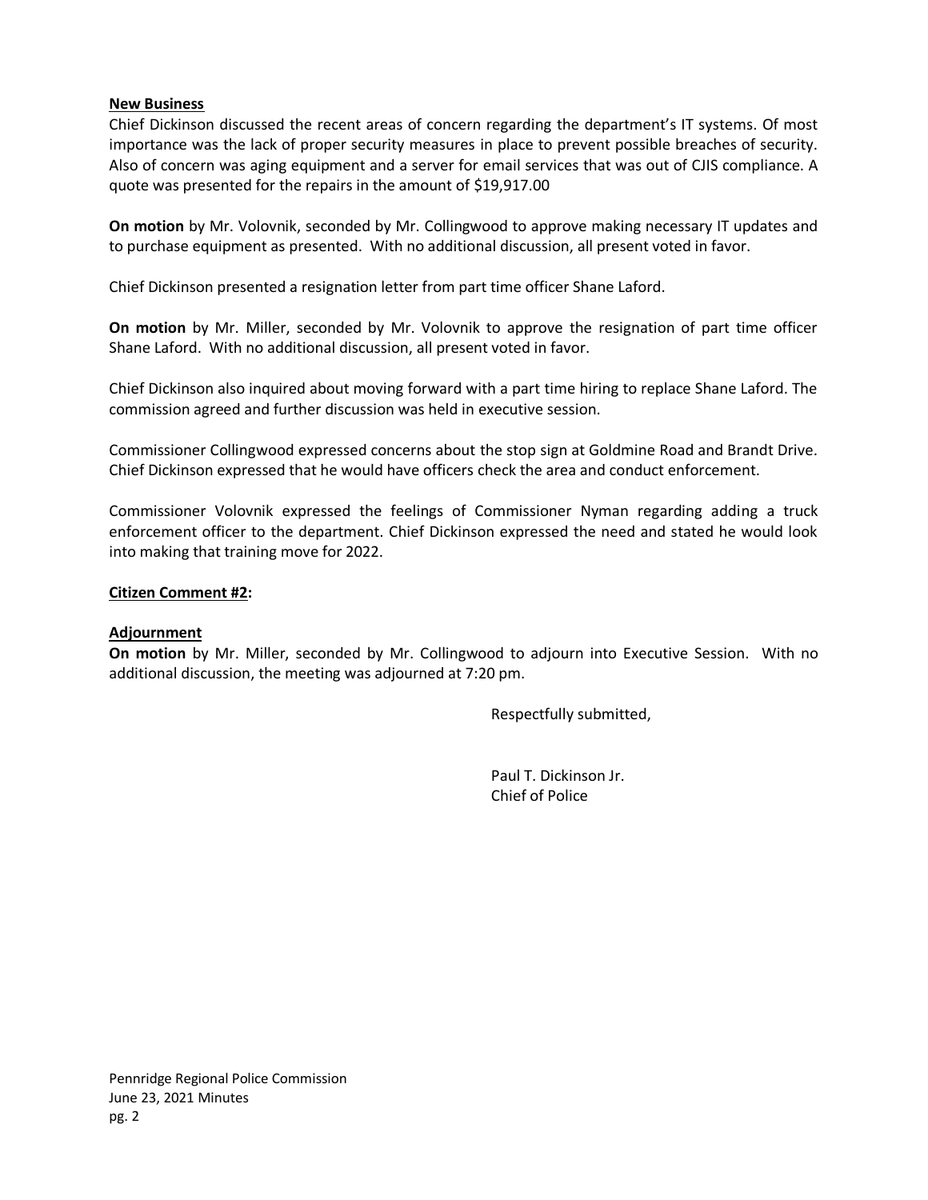**New Business**

Chief Dickinson discussed the recent areas of concern regarding the department's IT systems. Of most importance was the lack of proper security measures in place to prevent possible breaches of security. Also of concern was aging equipment and a server for email services that was out of CJIS compliance. A quote was presented for the repairs in the amount of $19,917.00

**On motion** by Mr. Volovnik, seconded by Mr. Collingwood to approve making necessary IT updates and to purchase equipment as presented. With no additional discussion, all present voted in favor.

Chief Dickinson presented a resignation letter from part time officer Shane Laford.

**On motion** by Mr. Miller, seconded by Mr. Volovnik to approve the resignation of part time officer Shane Laford. With no additional discussion, all present voted in favor.

Chief Dickinson also inquired about moving forward with a part time hiring to replace Shane Laford. The commission agreed and further discussion was held in executive session.

Commissioner Collingwood expressed concerns about the stop sign at Goldmine Road and Brandt Drive. Chief Dickinson expressed that he would have officers check the area and conduct enforcement.

Commissioner Volovnik expressed the feelings of Commissioner Nyman regarding adding a truck enforcement officer to the department. Chief Dickinson expressed the need and stated he would look into making that training move for 2022.

**Citizen Comment #2:**

**Adjournment**

**On motion** by Mr. Miller, seconded by Mr. Collingwood to adjourn into Executive Session. With no additional discussion, the meeting was adjourned at 7:20 pm.

Respectfully submitted,

Paul T. Dickinson Jr.
Chief of Police

Pennridge Regional Police Commission
June 23, 2021 Minutes